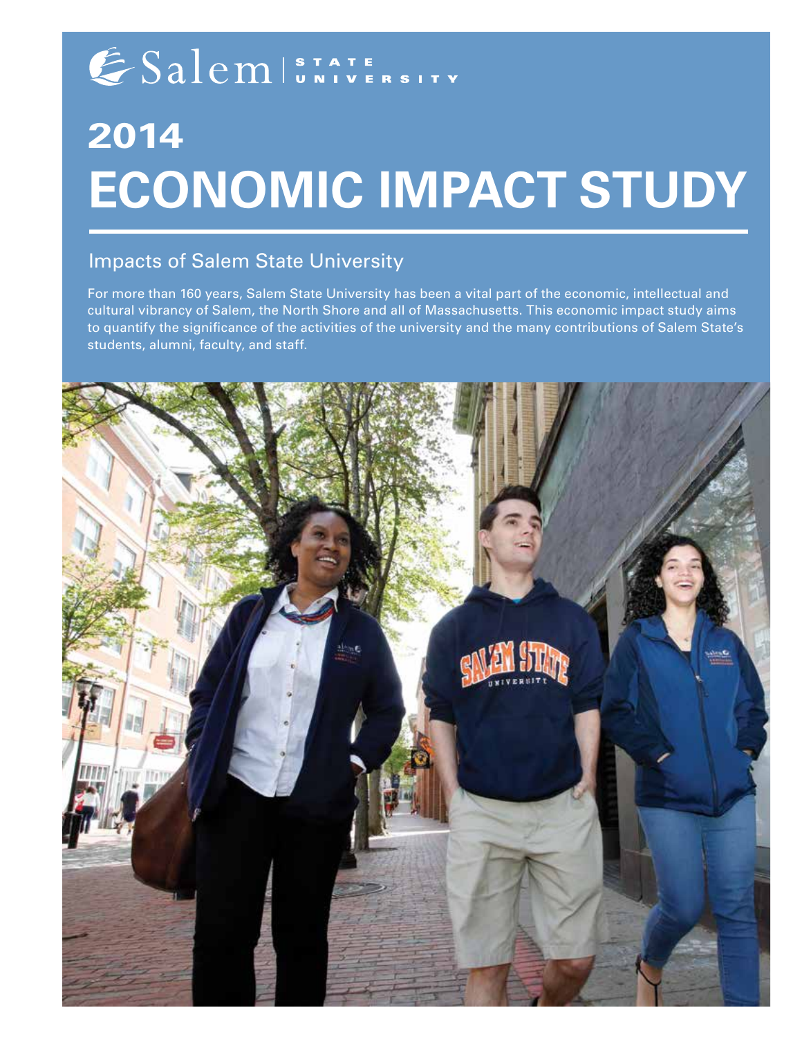Salem | STATE UNIVERSITY

# 2014 ECONOMIC IMPACT STUDY

## Impacts of Salem State University

For more than 160 years, Salem State University has been a vital part of the economic, intellectual and cultural vibrancy of Salem, the North Shore and all of Massachusetts. This economic impact study aims to quantify the significance of the activities of the university and the many contributions of Salem State's students, alumni, faculty, and staff.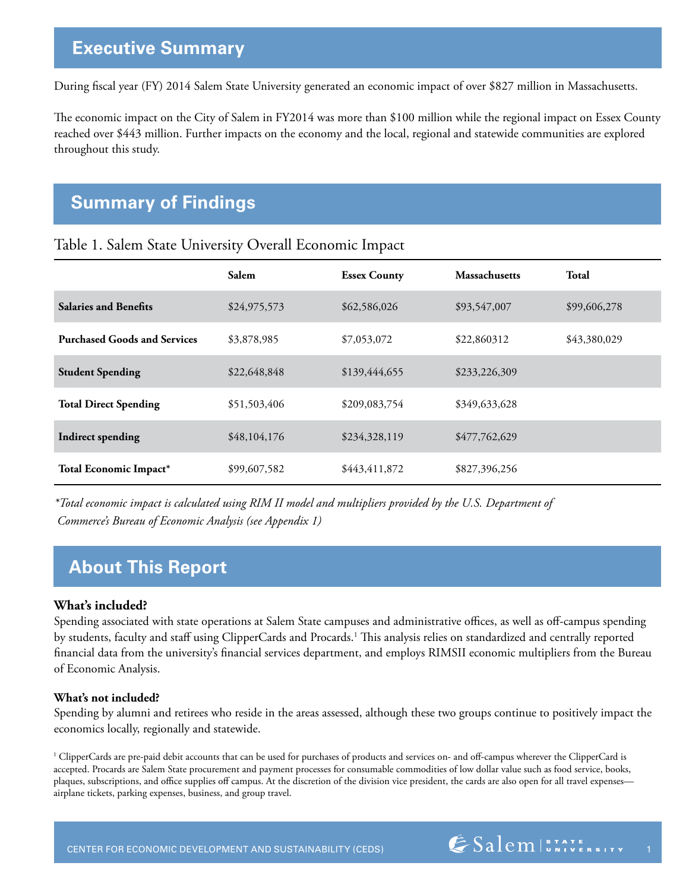## Executive Summary

During fiscal year (FY) 2014 Salem State University generated an economic impact of over $827 million in Massachusetts.

The economic impact on the City of Salem in FY2014 was more than $100 million while the regional impact on Essex County reached over $443 million. Further impacts on the economy and the local, regional and statewide communities are explored throughout this study.

## Summary of Findings

Table 1. Salem State University Overall Economic Impact

| | Salem | Essex County | Massachusetts | Total |
|---|---|---|---|---|
| **Salaries and Benefits** | $24,975,573 | $62,586,026 | $93,547,007 | $99,606,278 |
| **Purchased Goods and Services** | $3,878,985 | $7,053,072 | $22,860312 | $43,380,029 |
| **Student Spending** | $22,648,848 | $139,444,655 | $233,226,309 | |
| **Total Direct Spending** | $51,503,406 | $209,083,754 | $349,633,628 | |
| **Indirect spending** | $48,104,176 | $234,328,119 | $477,762,629 | |
| **Total Economic Impact*** | $99,607,582 | $443,411,872 | $827,396,256 | |

*\*Total economic impact is calculated using RIM II model and multipliers provided by the U.S. Department of Commerce's Bureau of Economic Analysis (see Appendix 1)*

## About This Report

**What's included?**

Spending associated with state operations at Salem State campuses and administrative offices, as well as off-campus spending by students, faculty and staff using ClipperCards and Procards.[1] This analysis relies on standardized and centrally reported financial data from the university's financial services department, and employs RIMSII economic multipliers from the Bureau of Economic Analysis.

**What's not included?**

Spending by alumni and retirees who reside in the areas assessed, although these two groups continue to positively impact the economics locally, regionally and statewide.

[1] ClipperCards are pre-paid debit accounts that can be used for purchases of products and services on- and off-campus wherever the ClipperCard is accepted. Procards are Salem State procurement and payment processes for consumable commodities of low dollar value such as food service, books, plaques, subscriptions, and office supplies off campus. At the discretion of the division vice president, the cards are also open for all travel expenses—airplane tickets, parking expenses, business, and group travel.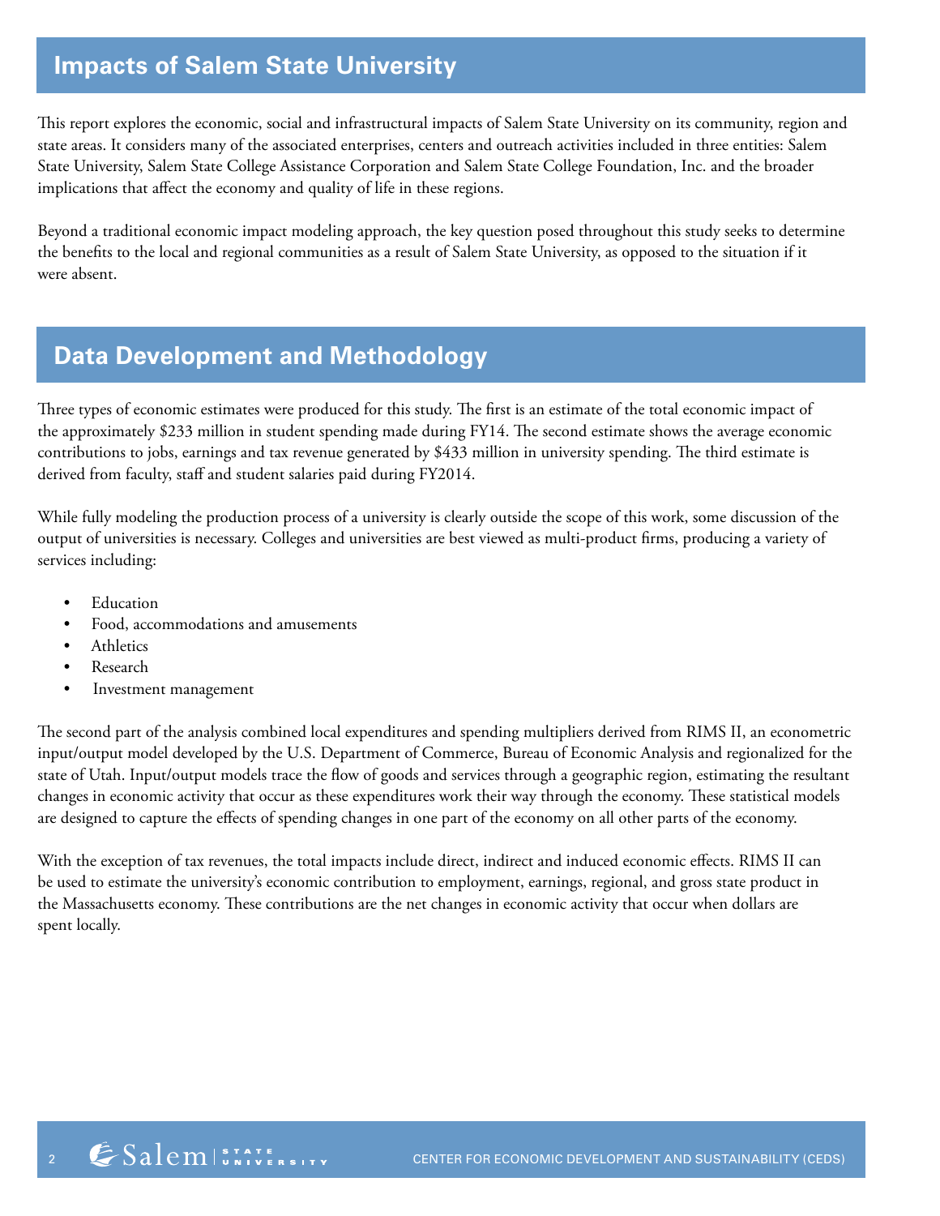## Impacts of Salem State University

This report explores the economic, social and infrastructural impacts of Salem State University on its community, region and state areas. It considers many of the associated enterprises, centers and outreach activities included in three entities: Salem State University, Salem State College Assistance Corporation and Salem State College Foundation, Inc. and the broader implications that affect the economy and quality of life in these regions.

Beyond a traditional economic impact modeling approach, the key question posed throughout this study seeks to determine the benefits to the local and regional communities as a result of Salem State University, as opposed to the situation if it were absent.

## Data Development and Methodology

Three types of economic estimates were produced for this study. The first is an estimate of the total economic impact of the approximately $233 million in student spending made during FY14. The second estimate shows the average economic contributions to jobs, earnings and tax revenue generated by $433 million in university spending. The third estimate is derived from faculty, staff and student salaries paid during FY2014.

While fully modeling the production process of a university is clearly outside the scope of this work, some discussion of the output of universities is necessary. Colleges and universities are best viewed as multi-product firms, producing a variety of services including:

- Education
- Food, accommodations and amusements
- Athletics
- Research
- Investment management

The second part of the analysis combined local expenditures and spending multipliers derived from RIMS II, an econometric input/output model developed by the U.S. Department of Commerce, Bureau of Economic Analysis and regionalized for the state of Utah. Input/output models trace the flow of goods and services through a geographic region, estimating the resultant changes in economic activity that occur as these expenditures work their way through the economy. These statistical models are designed to capture the effects of spending changes in one part of the economy on all other parts of the economy.

With the exception of tax revenues, the total impacts include direct, indirect and induced economic effects. RIMS II can be used to estimate the university's economic contribution to employment, earnings, regional, and gross state product in the Massachusetts economy. These contributions are the net changes in economic activity that occur when dollars are spent locally.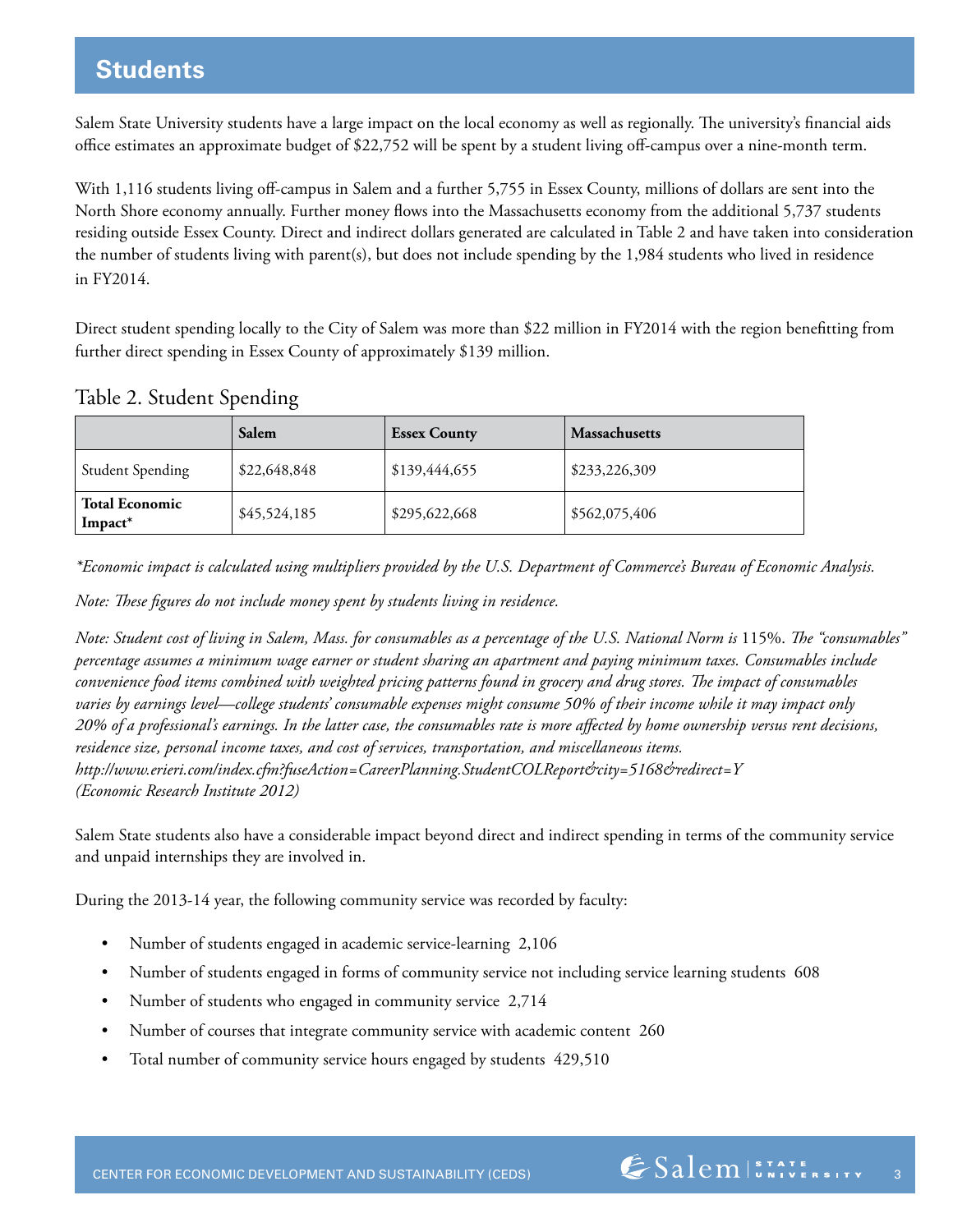# Students

Salem State University students have a large impact on the local economy as well as regionally. The university's financial aids office estimates an approximate budget of $22,752 will be spent by a student living off-campus over a nine-month term.

With 1,116 students living off-campus in Salem and a further 5,755 in Essex County, millions of dollars are sent into the North Shore economy annually. Further money flows into the Massachusetts economy from the additional 5,737 students residing outside Essex County. Direct and indirect dollars generated are calculated in Table 2 and have taken into consideration the number of students living with parent(s), but does not include spending by the 1,984 students who lived in residence in FY2014.

Direct student spending locally to the City of Salem was more than $22 million in FY2014 with the region benefitting from further direct spending in Essex County of approximately $139 million.

Table 2. Student Spending

| | **Salem** | **Essex County** | **Massachusetts** |
|---|---|---|---|
| Student Spending | $22,648,848 | $139,444,655 | $233,226,309 |
| **Total Economic Impact*** | $45,524,185 | $295,622,668 | $562,075,406 |

*\*Economic impact is calculated using multipliers provided by the U.S. Department of Commerce's Bureau of Economic Analysis.*

*Note: These figures do not include money spent by students living in residence.*

*Note: Student cost of living in Salem, Mass. for consumables as a percentage of the U.S. National Norm is* 115%. *The "consumables" percentage assumes a minimum wage earner or student sharing an apartment and paying minimum taxes. Consumables include convenience food items combined with weighted pricing patterns found in grocery and drug stores. The impact of consumables varies by earnings level—college students' consumable expenses might consume 50% of their income while it may impact only 20% of a professional's earnings. In the latter case, the consumables rate is more affected by home ownership versus rent decisions, residence size, personal income taxes, and cost of services, transportation, and miscellaneous items.*
*http://www.erieri.com/index.cfm?fuseAction=CareerPlanning.StudentCOLReport&city=5168&redirect=Y*
*(Economic Research Institute 2012)*

Salem State students also have a considerable impact beyond direct and indirect spending in terms of the community service and unpaid internships they are involved in.

During the 2013-14 year, the following community service was recorded by faculty:

- Number of students engaged in academic service-learning 2,106
- Number of students engaged in forms of community service not including service learning students 608
- Number of students who engaged in community service 2,714
- Number of courses that integrate community service with academic content 260
- Total number of community service hours engaged by students 429,510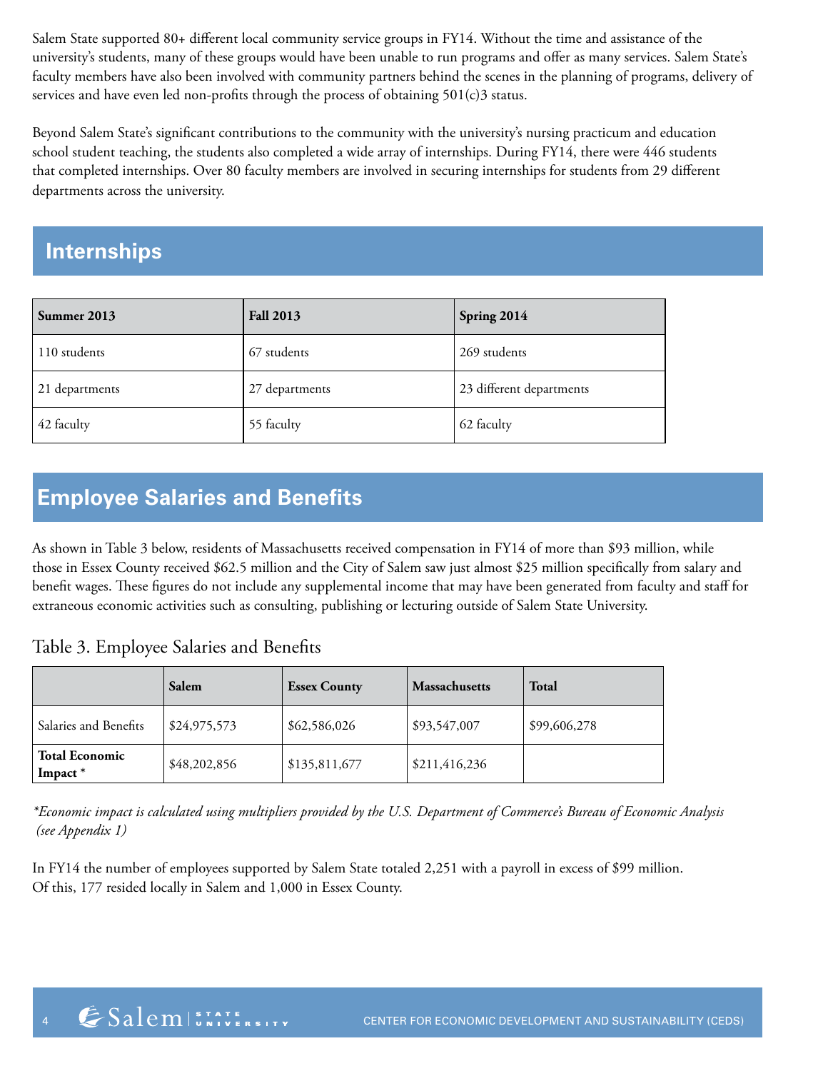Salem State supported 80+ different local community service groups in FY14. Without the time and assistance of the university's students, many of these groups would have been unable to run programs and offer as many services. Salem State's faculty members have also been involved with community partners behind the scenes in the planning of programs, delivery of services and have even led non-profits through the process of obtaining 501(c)3 status.

Beyond Salem State's significant contributions to the community with the university's nursing practicum and education school student teaching, the students also completed a wide array of internships. During FY14, there were 446 students that completed internships. Over 80 faculty members are involved in securing internships for students from 29 different departments across the university.

## Internships

| Summer 2013 | Fall 2013 | Spring 2014 |
|---|---|---|
| 110 students | 67 students | 269 students |
| 21 departments | 27 departments | 23 different departments |
| 42 faculty | 55 faculty | 62 faculty |

## Employee Salaries and Benefits

As shown in Table 3 below, residents of Massachusetts received compensation in FY14 of more than $93 million, while those in Essex County received $62.5 million and the City of Salem saw just almost $25 million specifically from salary and benefit wages. These figures do not include any supplemental income that may have been generated from faculty and staff for extraneous economic activities such as consulting, publishing or lecturing outside of Salem State University.

Table 3. Employee Salaries and Benefits

| | Salem | Essex County | Massachusetts | Total |
|---|---|---|---|---|
| Salaries and Benefits | $24,975,573 | $62,586,026 | $93,547,007 | $99,606,278 |
| **Total Economic Impact** * | $48,202,856 | $135,811,677 | $211,416,236 | |

*\*Economic impact is calculated using multipliers provided by the U.S. Department of Commerce's Bureau of Economic Analysis (see Appendix 1)*

In FY14 the number of employees supported by Salem State totaled 2,251 with a payroll in excess of $99 million. Of this, 177 resided locally in Salem and 1,000 in Essex County.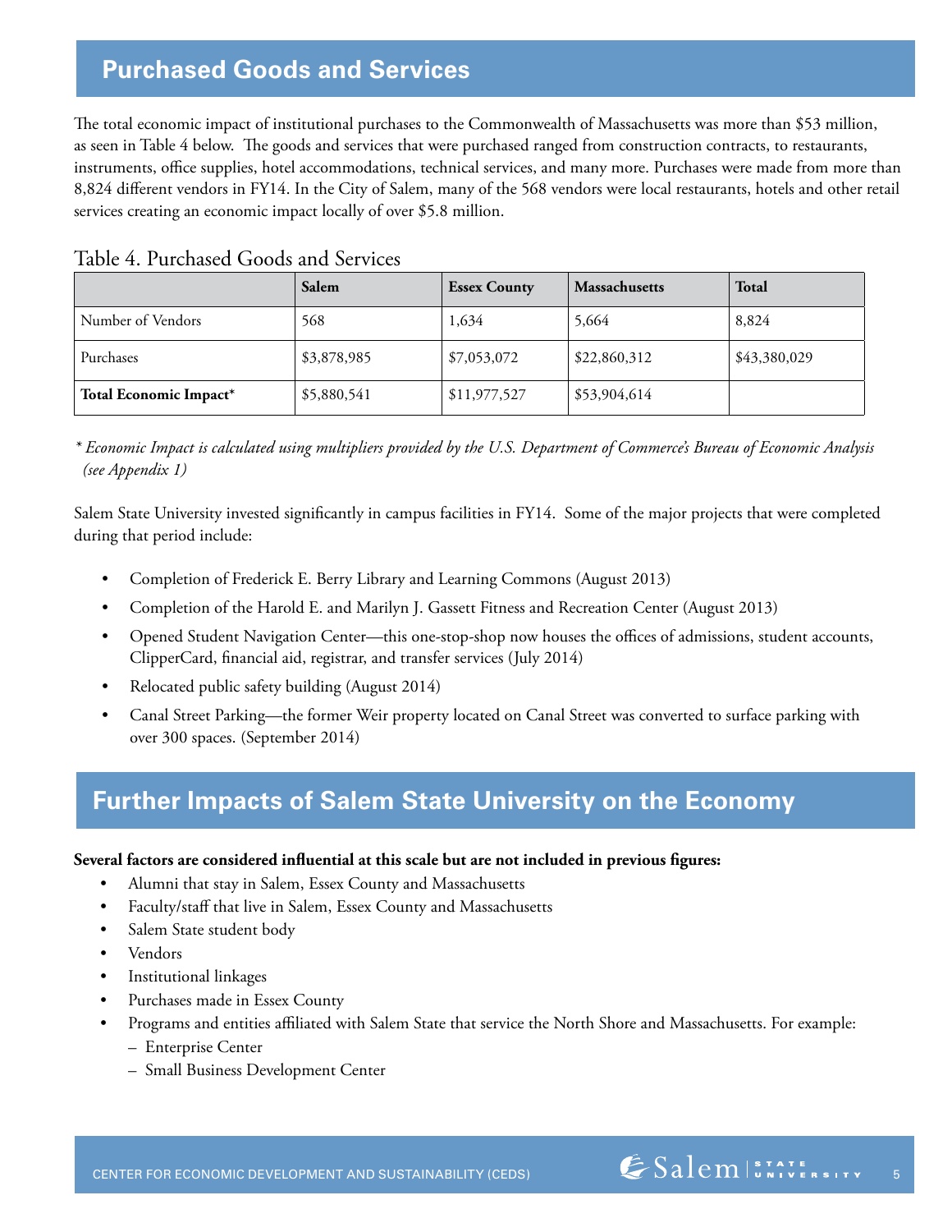## Purchased Goods and Services

The total economic impact of institutional purchases to the Commonwealth of Massachusetts was more than $53 million, as seen in Table 4 below. The goods and services that were purchased ranged from construction contracts, to restaurants, instruments, office supplies, hotel accommodations, technical services, and many more. Purchases were made from more than 8,824 different vendors in FY14. In the City of Salem, many of the 568 vendors were local restaurants, hotels and other retail services creating an economic impact locally of over $5.8 million.

Table 4. Purchased Goods and Services

| | **Salem** | **Essex County** | **Massachusetts** | **Total** |
|---|---|---|---|---|
| Number of Vendors | 568 | 1,634 | 5,664 | 8,824 |
| Purchases | $3,878,985 | $7,053,072 | $22,860,312 | $43,380,029 |
| **Total Economic Impact*** | $5,880,541 | $11,977,527 | $53,904,614 | |

*\* Economic Impact is calculated using multipliers provided by the U.S. Department of Commerce's Bureau of Economic Analysis (see Appendix 1)*

Salem State University invested significantly in campus facilities in FY14. Some of the major projects that were completed during that period include:

- Completion of Frederick E. Berry Library and Learning Commons (August 2013)
- Completion of the Harold E. and Marilyn J. Gassett Fitness and Recreation Center (August 2013)
- Opened Student Navigation Center—this one-stop-shop now houses the offices of admissions, student accounts, ClipperCard, financial aid, registrar, and transfer services (July 2014)
- Relocated public safety building (August 2014)
- Canal Street Parking—the former Weir property located on Canal Street was converted to surface parking with over 300 spaces. (September 2014)

## Further Impacts of Salem State University on the Economy

**Several factors are considered influential at this scale but are not included in previous figures:**

- Alumni that stay in Salem, Essex County and Massachusetts
- Faculty/staff that live in Salem, Essex County and Massachusetts
- Salem State student body
- Vendors
- Institutional linkages
- Purchases made in Essex County
- Programs and entities affiliated with Salem State that service the North Shore and Massachusetts. For example:
  - Enterprise Center
  - Small Business Development Center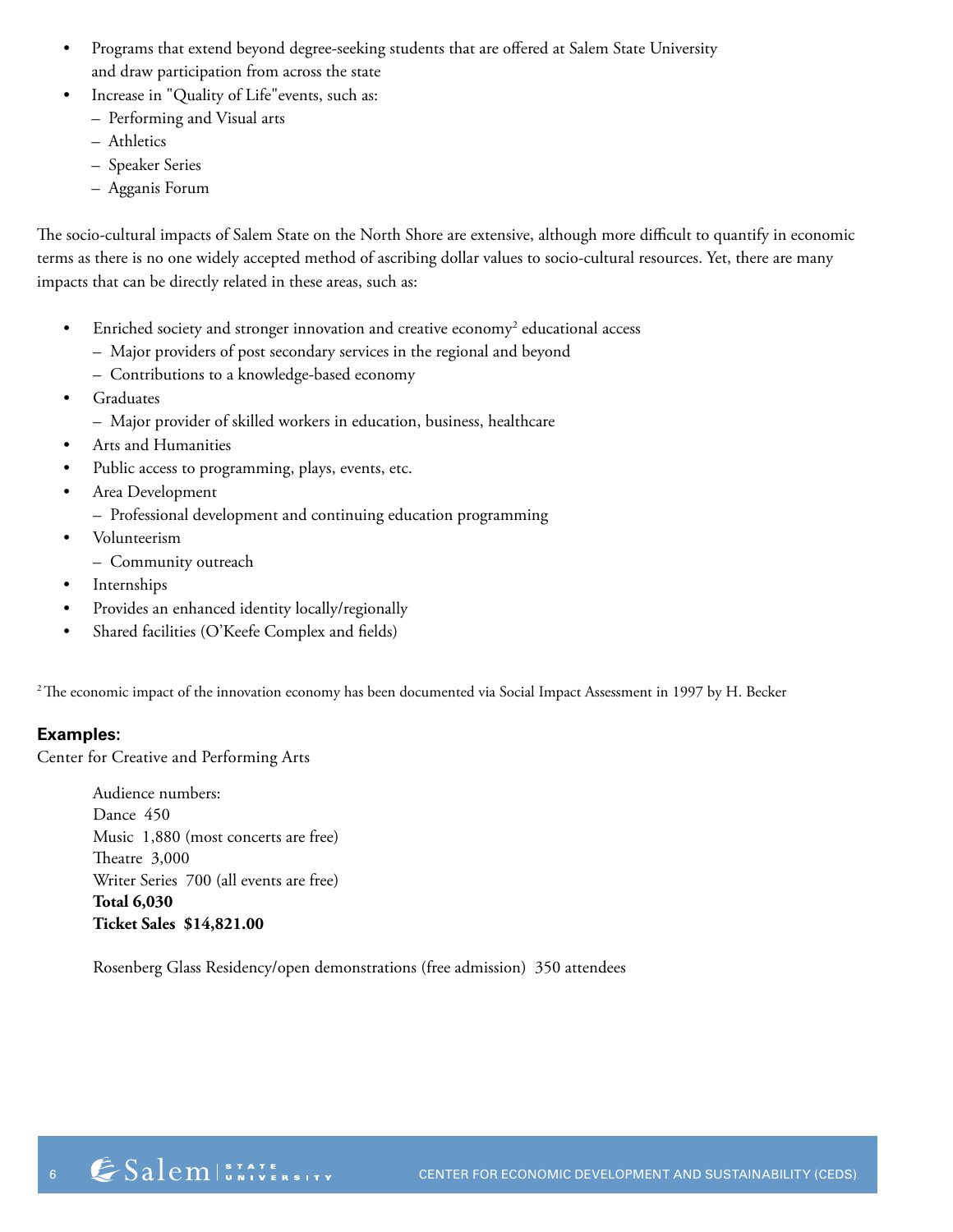- Programs that extend beyond degree-seeking students that are offered at Salem State University and draw participation from across the state
- Increase in "Quality of Life"events, such as:
  - Performing and Visual arts
  - Athletics
  - Speaker Series
  - Agganis Forum

The socio-cultural impacts of Salem State on the North Shore are extensive, although more difficult to quantify in economic terms as there is no one widely accepted method of ascribing dollar values to socio-cultural resources. Yet, there are many impacts that can be directly related in these areas, such as:

- Enriched society and stronger innovation and creative economy[2] educational access
  - Major providers of post secondary services in the regional and beyond
  - Contributions to a knowledge-based economy
- Graduates
  - Major provider of skilled workers in education, business, healthcare
- Arts and Humanities
- Public access to programming, plays, events, etc.
- Area Development
  - Professional development and continuing education programming
- Volunteerism
  - Community outreach
- Internships
- Provides an enhanced identity locally/regionally
- Shared facilities (O'Keefe Complex and fields)

[2] The economic impact of the innovation economy has been documented via Social Impact Assessment in 1997 by H. Becker

**Examples:**

Center for Creative and Performing Arts

Audience numbers:
Dance 450
Music 1,880 (most concerts are free)
Theatre 3,000
Writer Series 700 (all events are free)
**Total 6,030**
**Ticket Sales $14,821.00**

Rosenberg Glass Residency/open demonstrations (free admission) 350 attendees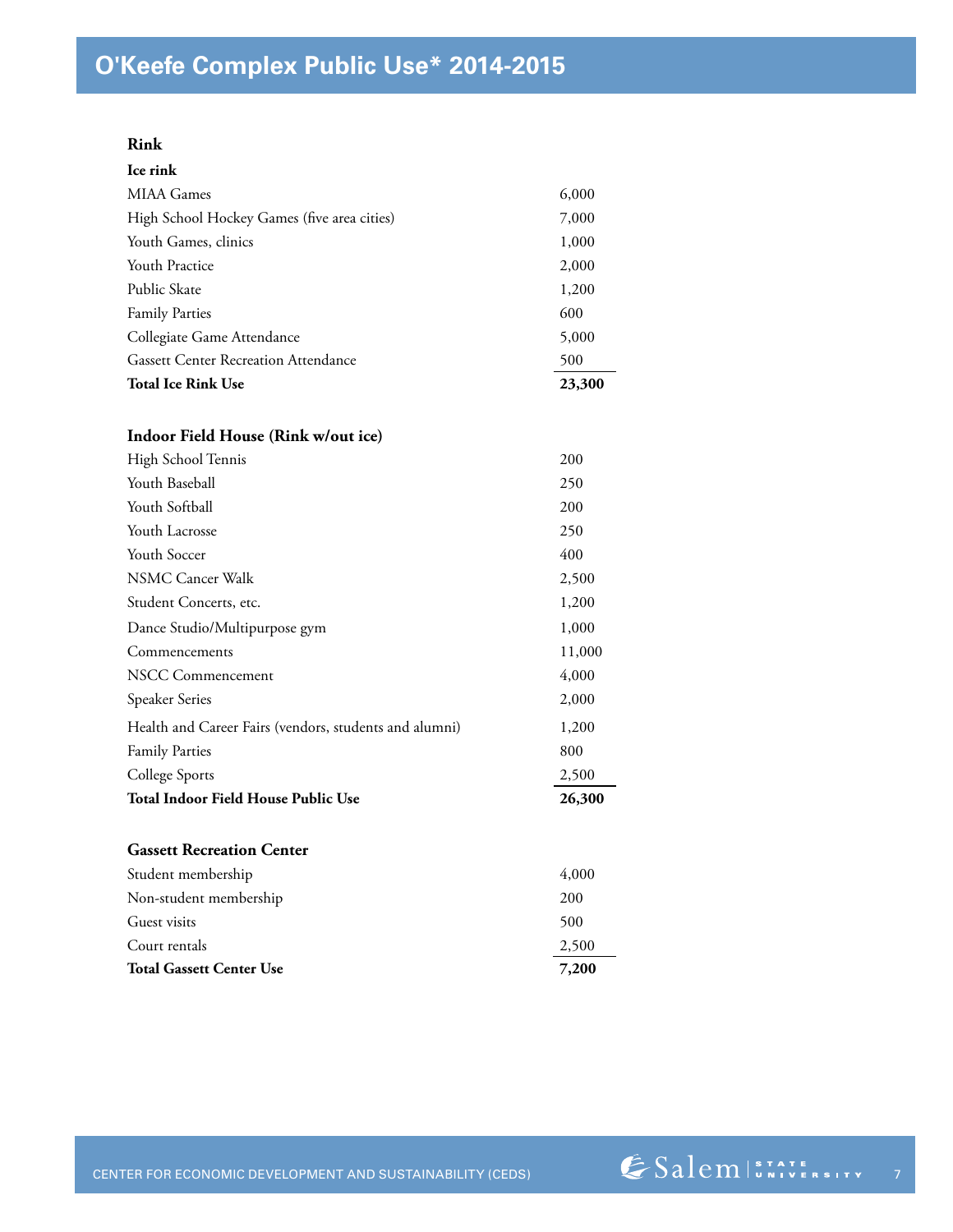# O'Keefe Complex Public Use* 2014-2015

**Rink**

**Ice rink**

| | |
|---|---|
| MIAA Games | 6,000 |
| High School Hockey Games (five area cities) | 7,000 |
| Youth Games, clinics | 1,000 |
| Youth Practice | 2,000 |
| Public Skate | 1,200 |
| Family Parties | 600 |
| Collegiate Game Attendance | 5,000 |
| Gassett Center Recreation Attendance | 500 |
| **Total Ice Rink Use** | **23,300** |

**Indoor Field House (Rink w/out ice)**

| | |
|---|---|
| High School Tennis | 200 |
| Youth Baseball | 250 |
| Youth Softball | 200 |
| Youth Lacrosse | 250 |
| Youth Soccer | 400 |
| NSMC Cancer Walk | 2,500 |
| Student Concerts, etc. | 1,200 |
| Dance Studio/Multipurpose gym | 1,000 |
| Commencements | 11,000 |
| NSCC Commencement | 4,000 |
| Speaker Series | 2,000 |
| Health and Career Fairs (vendors, students and alumni) | 1,200 |
| Family Parties | 800 |
| College Sports | 2,500 |
| **Total Indoor Field House Public Use** | **26,300** |

**Gassett Recreation Center**

| | |
|---|---|
| Student membership | 4,000 |
| Non-student membership | 200 |
| Guest visits | 500 |
| Court rentals | 2,500 |
| **Total Gassett Center Use** | **7,200** |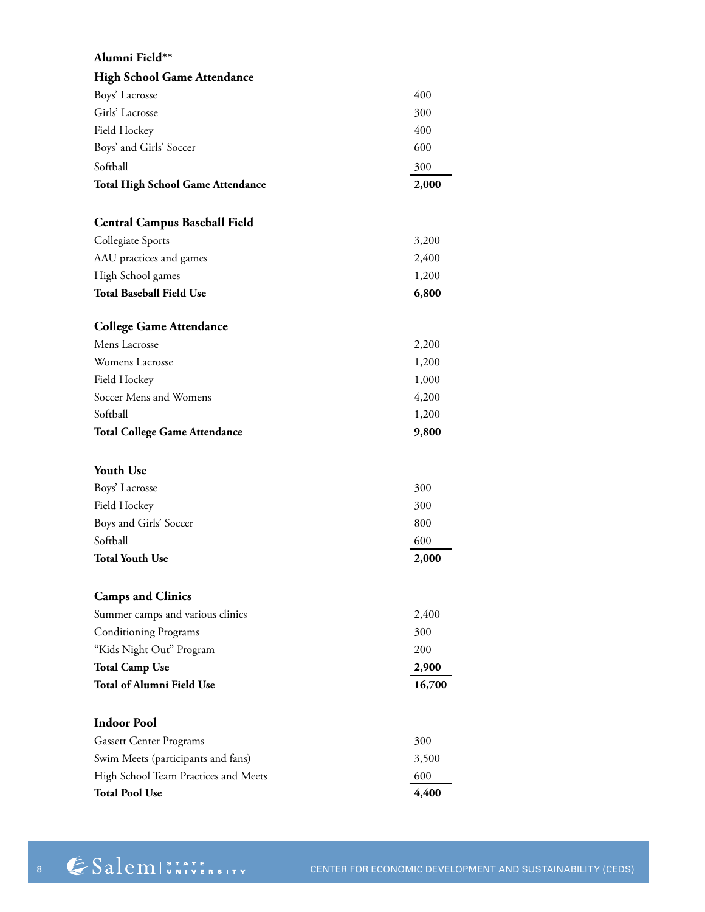**Alumni Field****

| High School Game Attendance | |
|---|---|
| Boys' Lacrosse | 400 |
| Girls' Lacrosse | 300 |
| Field Hockey | 400 |
| Boys' and Girls' Soccer | 600 |
| Softball | 300 |
| **Total High School Game Attendance** | **2,000** |

| Central Campus Baseball Field | |
|---|---|
| Collegiate Sports | 3,200 |
| AAU practices and games | 2,400 |
| High School games | 1,200 |
| **Total Baseball Field Use** | **6,800** |

| College Game Attendance | |
|---|---|
| Mens Lacrosse | 2,200 |
| Womens Lacrosse | 1,200 |
| Field Hockey | 1,000 |
| Soccer Mens and Womens | 4,200 |
| Softball | 1,200 |
| **Total College Game Attendance** | **9,800** |

| Youth Use | |
|---|---|
| Boys' Lacrosse | 300 |
| Field Hockey | 300 |
| Boys and Girls' Soccer | 800 |
| Softball | 600 |
| **Total Youth Use** | **2,000** |

| Camps and Clinics | |
|---|---|
| Summer camps and various clinics | 2,400 |
| Conditioning Programs | 300 |
| "Kids Night Out" Program | 200 |
| **Total Camp Use** | **2,900** |
| **Total of Alumni Field Use** | **16,700** |

| Indoor Pool | |
|---|---|
| Gassett Center Programs | 300 |
| Swim Meets (participants and fans) | 3,500 |
| High School Team Practices and Meets | 600 |
| **Total Pool Use** | **4,400** |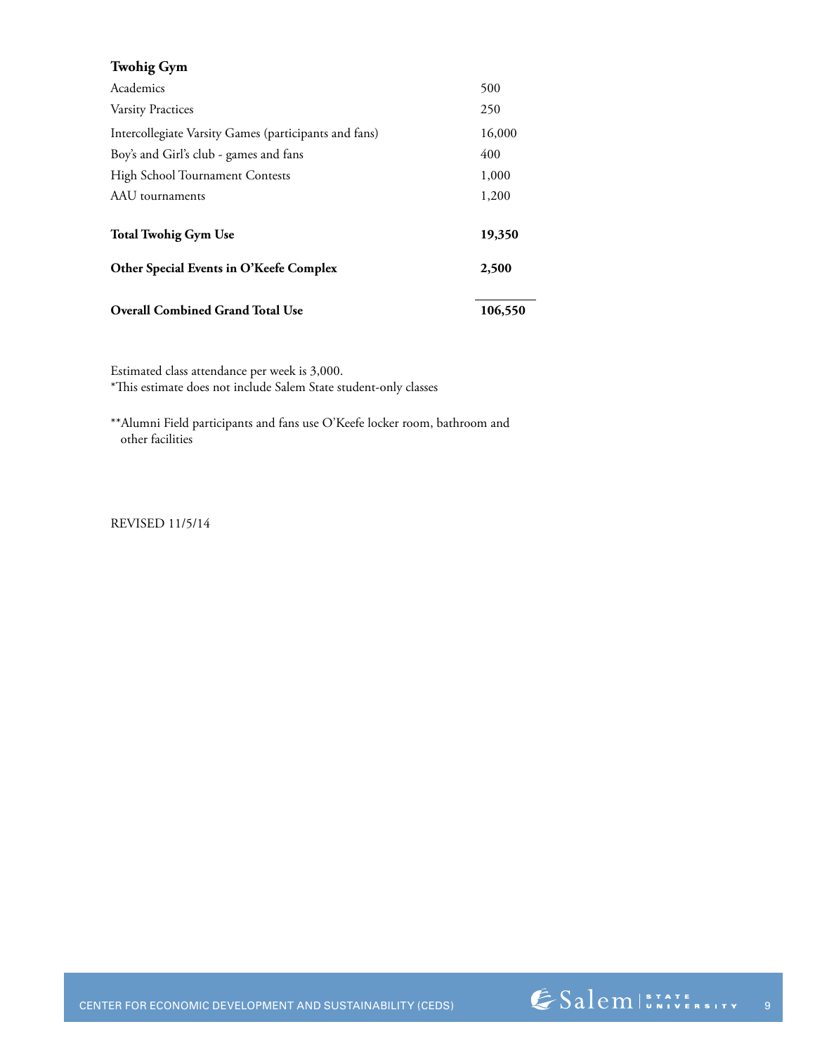| **Twohig Gym** | |
|---|---|
| Academics | 500 |
| Varsity Practices | 250 |
| Intercollegiate Varsity Games (participants and fans) | 16,000 |
| Boy's and Girl's club - games and fans | 400 |
| High School Tournament Contests | 1,000 |
| AAU tournaments | 1,200 |
| **Total Twohig Gym Use** | **19,350** |
| **Other Special Events in O'Keefe Complex** | **2,500** |
| **Overall Combined Grand Total Use** | **106,550** |

Estimated class attendance per week is 3,000.
*This estimate does not include Salem State student-only classes

**Alumni Field participants and fans use O'Keefe locker room, bathroom and other facilities

REVISED 11/5/14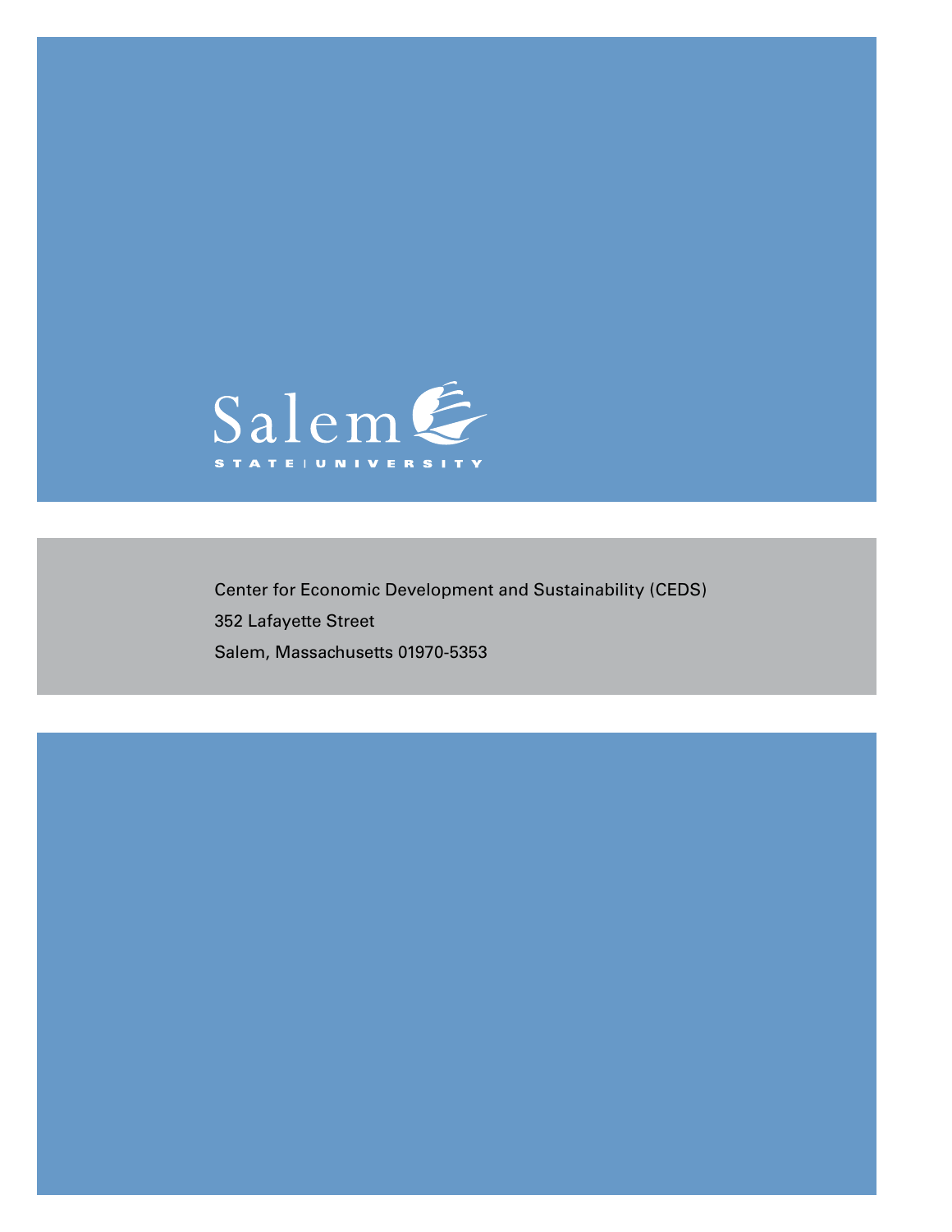Salem STATE UNIVERSITY

Center for Economic Development and Sustainability (CEDS)
352 Lafayette Street
Salem, Massachusetts 01970-5353